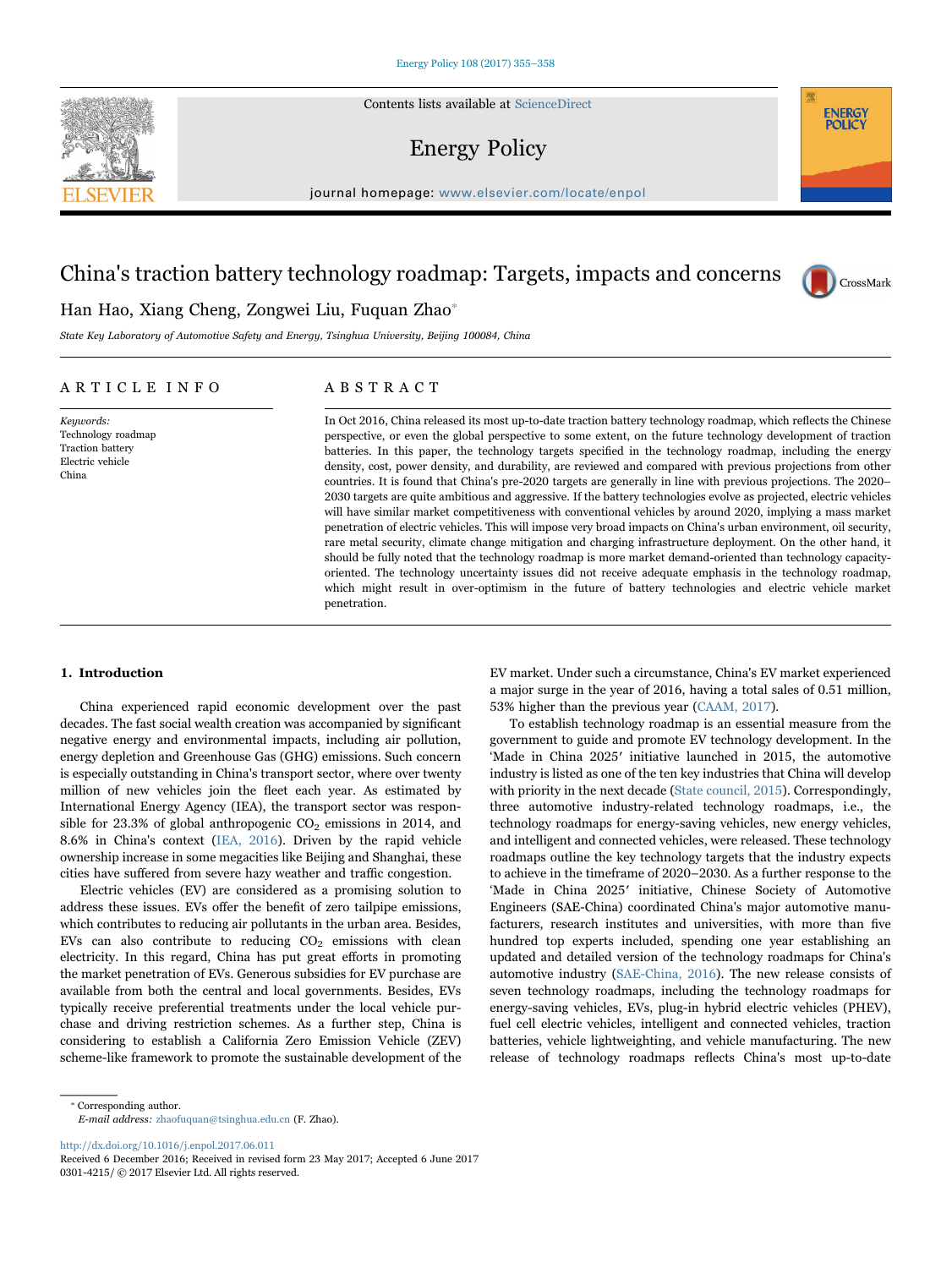# China's traction battery technology roadmap: Targets, impacts and concerns

Han Hao, Xiang Cheng, Zongwei Liu, Fuquan Zhao*

*State Key Laboratory of Automotive Safety and Energy, Tsinghua University, Beijing 100084, China*

## ARTICLE INFO

*Keywords:*
Technology roadmap
Traction battery
Electric vehicle
China

## ABSTRACT

In Oct 2016, China released its most up-to-date traction battery technology roadmap, which reflects the Chinese perspective, or even the global perspective to some extent, on the future technology development of traction batteries. In this paper, the technology targets specified in the technology roadmap, including the energy density, cost, power density, and durability, are reviewed and compared with previous projections from other countries. It is found that China's pre-2020 targets are generally in line with previous projections. The 2020–2030 targets are quite ambitious and aggressive. If the battery technologies evolve as projected, electric vehicles will have similar market competitiveness with conventional vehicles by around 2020, implying a mass market penetration of electric vehicles. This will impose very broad impacts on China's urban environment, oil security, rare metal security, climate change mitigation and charging infrastructure deployment. On the other hand, it should be fully noted that the technology roadmap is more market demand-oriented than technology capacity-oriented. The technology uncertainty issues did not receive adequate emphasis in the technology roadmap, which might result in over-optimism in the future of battery technologies and electric vehicle market penetration.

## 1. Introduction

China experienced rapid economic development over the past decades. The fast social wealth creation was accompanied by significant negative energy and environmental impacts, including air pollution, energy depletion and Greenhouse Gas (GHG) emissions. Such concern is especially outstanding in China's transport sector, where over twenty million of new vehicles join the fleet each year. As estimated by International Energy Agency (IEA), the transport sector was responsible for 23.3% of global anthropogenic $CO_2$ emissions in 2014, and 8.6% in China's context (IEA, 2016). Driven by the rapid vehicle ownership increase in some megacities like Beijing and Shanghai, these cities have suffered from severe hazy weather and traffic congestion.

Electric vehicles (EV) are considered as a promising solution to address these issues. EVs offer the benefit of zero tailpipe emissions, which contributes to reducing air pollutants in the urban area. Besides, EVs can also contribute to reducing $CO_2$ emissions with clean electricity. In this regard, China has put great efforts in promoting the market penetration of EVs. Generous subsidies for EV purchase are available from both the central and local governments. Besides, EVs typically receive preferential treatments under the local vehicle purchase and driving restriction schemes. As a further step, China is considering to establish a California Zero Emission Vehicle (ZEV) scheme-like framework to promote the sustainable development of the EV market. Under such a circumstance, China's EV market experienced a major surge in the year of 2016, having a total sales of 0.51 million, 53% higher than the previous year (CAAM, 2017).

To establish technology roadmap is an essential measure from the government to guide and promote EV technology development. In the 'Made in China 2025′ initiative launched in 2015, the automotive industry is listed as one of the ten key industries that China will develop with priority in the next decade (State council, 2015). Correspondingly, three automotive industry-related technology roadmaps, i.e., the technology roadmaps for energy-saving vehicles, new energy vehicles, and intelligent and connected vehicles, were released. These technology roadmaps outline the key technology targets that the industry expects to achieve in the timeframe of 2020–2030. As a further response to the 'Made in China 2025′ initiative, Chinese Society of Automotive Engineers (SAE-China) coordinated China's major automotive manufacturers, research institutes and universities, with more than five hundred top experts included, spending one year establishing an updated and detailed version of the technology roadmaps for China's automotive industry (SAE-China, 2016). The new release consists of seven technology roadmaps, including the technology roadmaps for energy-saving vehicles, EVs, plug-in hybrid electric vehicles (PHEV), fuel cell electric vehicles, intelligent and connected vehicles, traction batteries, vehicle lightweighting, and vehicle manufacturing. The new release of technology roadmaps reflects China's most up-to-date

* Corresponding author.
*E-mail address:* zhaofuquan@tsinghua.edu.cn (F. Zhao).

http://dx.doi.org/10.1016/j.enpol.2017.06.011
Received 6 December 2016; Received in revised form 23 May 2017; Accepted 6 June 2017
0301-4215/ © 2017 Elsevier Ltd. All rights reserved.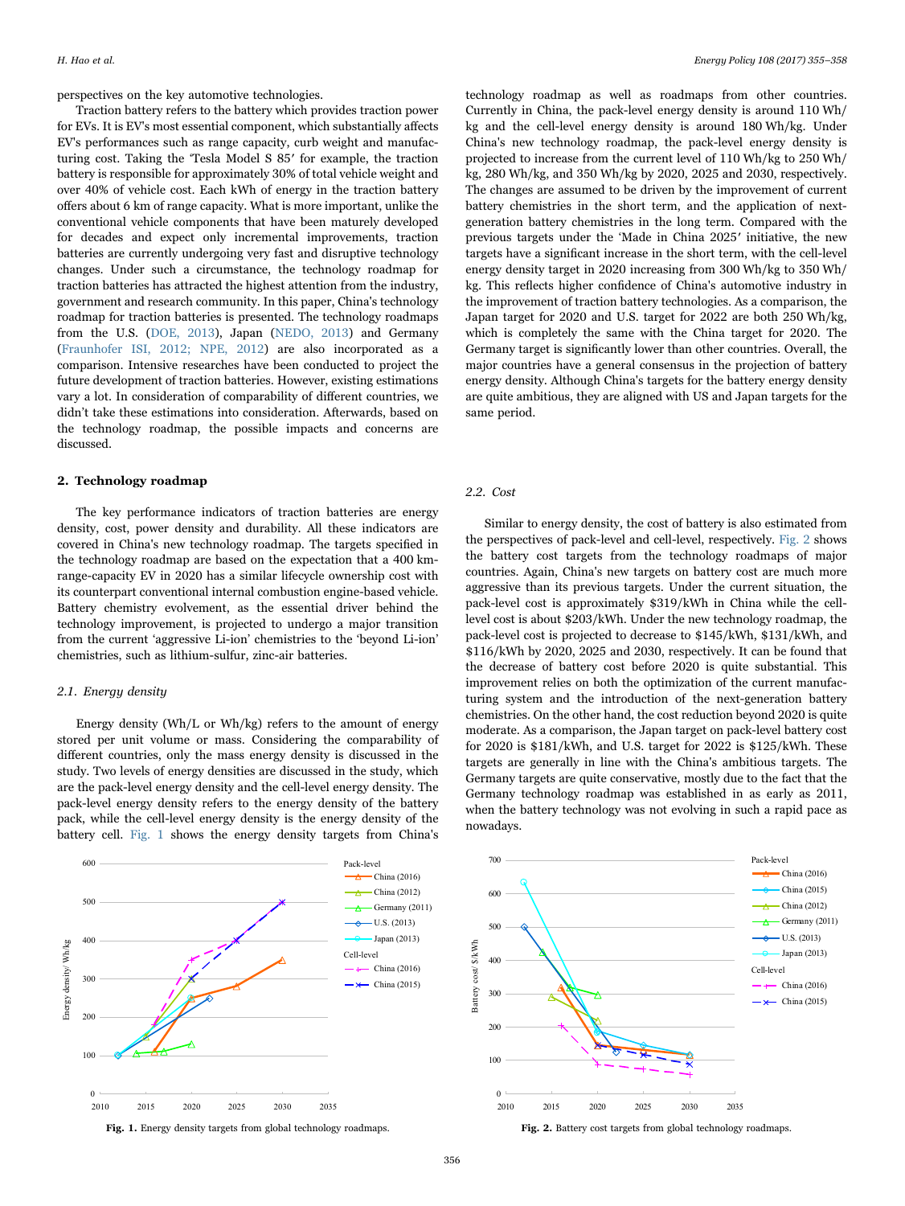perspectives on the key automotive technologies.

Traction battery refers to the battery which provides traction power for EVs. It is EV's most essential component, which substantially affects EV's performances such as range capacity, curb weight and manufacturing cost. Taking the 'Tesla Model S 85′ for example, the traction battery is responsible for approximately 30% of total vehicle weight and over 40% of vehicle cost. Each kWh of energy in the traction battery offers about 6 km of range capacity. What is more important, unlike the conventional vehicle components that have been maturely developed for decades and expect only incremental improvements, traction batteries are currently undergoing very fast and disruptive technology changes. Under such a circumstance, the technology roadmap for traction batteries has attracted the highest attention from the industry, government and research community. In this paper, China's technology roadmap for traction batteries is presented. The technology roadmaps from the U.S. (DOE, 2013), Japan (NEDO, 2013) and Germany (Fraunhofer ISI, 2012; NPE, 2012) are also incorporated as a comparison. Intensive researches have been conducted to project the future development of traction batteries. However, existing estimations vary a lot. In consideration of comparability of different countries, we didn't take these estimations into consideration. Afterwards, based on the technology roadmap, the possible impacts and concerns are discussed.

## 2. Technology roadmap

The key performance indicators of traction batteries are energy density, cost, power density and durability. All these indicators are covered in China's new technology roadmap. The targets specified in the technology roadmap are based on the expectation that a 400 km-range-capacity EV in 2020 has a similar lifecycle ownership cost with its counterpart conventional internal combustion engine-based vehicle. Battery chemistry evolvement, as the essential driver behind the technology improvement, is projected to undergo a major transition from the current 'aggressive Li-ion' chemistries to the 'beyond Li-ion' chemistries, such as lithium-sulfur, zinc-air batteries.

### 2.1. Energy density

Energy density (Wh/L or Wh/kg) refers to the amount of energy stored per unit volume or mass. Considering the comparability of different countries, only the mass energy density is discussed in the study. Two levels of energy densities are discussed in the study, which are the pack-level energy density and the cell-level energy density. The pack-level energy density refers to the energy density of the battery pack, while the cell-level energy density is the energy density of the battery cell. Fig. 1 shows the energy density targets from China's technology roadmap as well as roadmaps from other countries. Currently in China, the pack-level energy density is around 110 Wh/kg and the cell-level energy density is around 180 Wh/kg. Under China's new technology roadmap, the pack-level energy density is projected to increase from the current level of 110 Wh/kg to 250 Wh/kg, 280 Wh/kg, and 350 Wh/kg by 2020, 2025 and 2030, respectively. The changes are assumed to be driven by the improvement of current battery chemistries in the short term, and the application of next-generation battery chemistries in the long term. Compared with the previous targets under the 'Made in China 2025′ initiative, the new targets have a significant increase in the short term, with the cell-level energy density target in 2020 increasing from 300 Wh/kg to 350 Wh/kg. This reflects higher confidence of China's automotive industry in the improvement of traction battery technologies. As a comparison, the Japan target for 2020 and U.S. target for 2022 are both 250 Wh/kg, which is completely the same with the China target for 2020. The Germany target is significantly lower than other countries. Overall, the major countries have a general consensus in the projection of battery energy density. Although China's targets for the battery energy density are quite ambitious, they are aligned with US and Japan targets for the same period.

**Fig. 1.** Energy density targets from global technology roadmaps.

### 2.2. Cost

Similar to energy density, the cost of battery is also estimated from the perspectives of pack-level and cell-level, respectively. Fig. 2 shows the battery cost targets from the technology roadmaps of major countries. Again, China's new targets on battery cost are much more aggressive than its previous targets. Under the current situation, the pack-level cost is approximately \$319/kWh in China while the cell-level cost is about \$203/kWh. Under the new technology roadmap, the pack-level cost is projected to decrease to \$145/kWh, \$131/kWh, and \$116/kWh by 2020, 2025 and 2030, respectively. It can be found that the decrease of battery cost before 2020 is quite substantial. This improvement relies on both the optimization of the current manufacturing system and the introduction of the next-generation battery chemistries. On the other hand, the cost reduction beyond 2020 is quite moderate. As a comparison, the Japan target on pack-level battery cost for 2020 is \$181/kWh, and U.S. target for 2022 is \$125/kWh. These targets are generally in line with the China's ambitious targets. The Germany targets are quite conservative, mostly due to the fact that the Germany technology roadmap was established in as early as 2011, when the battery technology was not evolving in such a rapid pace as nowadays.

**Fig. 2.** Battery cost targets from global technology roadmaps.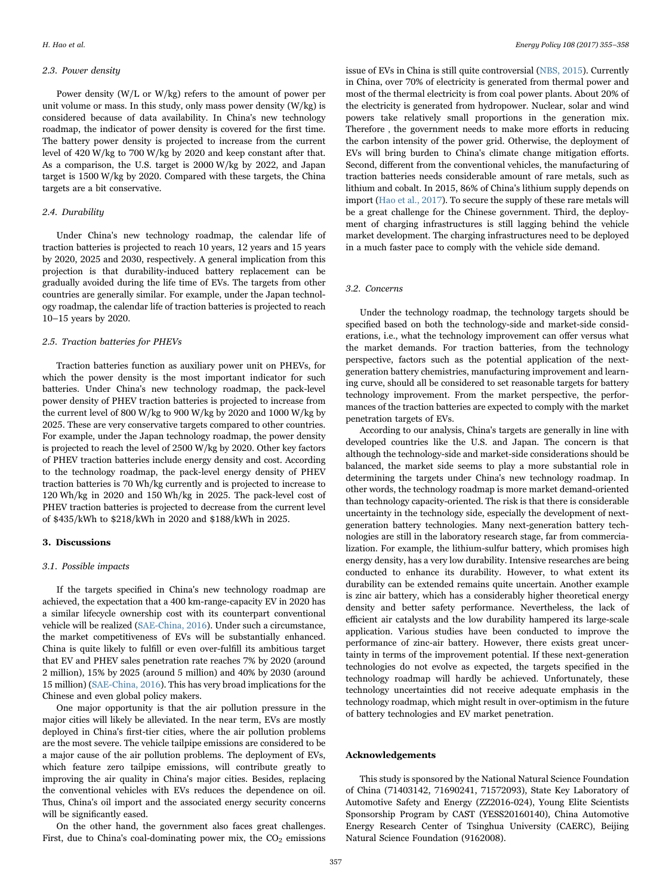### 2.3. Power density

Power density (W/L or W/kg) refers to the amount of power per unit volume or mass. In this study, only mass power density (W/kg) is considered because of data availability. In China's new technology roadmap, the indicator of power density is covered for the first time. The battery power density is projected to increase from the current level of 420 W/kg to 700 W/kg by 2020 and keep constant after that. As a comparison, the U.S. target is 2000 W/kg by 2022, and Japan target is 1500 W/kg by 2020. Compared with these targets, the China targets are a bit conservative.

### 2.4. Durability

Under China's new technology roadmap, the calendar life of traction batteries is projected to reach 10 years, 12 years and 15 years by 2020, 2025 and 2030, respectively. A general implication from this projection is that durability-induced battery replacement can be gradually avoided during the life time of EVs. The targets from other countries are generally similar. For example, under the Japan technology roadmap, the calendar life of traction batteries is projected to reach 10–15 years by 2020.

### 2.5. Traction batteries for PHEVs

Traction batteries function as auxiliary power unit on PHEVs, for which the power density is the most important indicator for such batteries. Under China's new technology roadmap, the pack-level power density of PHEV traction batteries is projected to increase from the current level of 800 W/kg to 900 W/kg by 2020 and 1000 W/kg by 2025. These are very conservative targets compared to other countries. For example, under the Japan technology roadmap, the power density is projected to reach the level of 2500 W/kg by 2020. Other key factors of PHEV traction batteries include energy density and cost. According to the technology roadmap, the pack-level energy density of PHEV traction batteries is 70 Wh/kg currently and is projected to increase to 120 Wh/kg in 2020 and 150 Wh/kg in 2025. The pack-level cost of PHEV traction batteries is projected to decrease from the current level of $435/kWh to $218/kWh in 2020 and $188/kWh in 2025.

## 3. Discussions

### 3.1. Possible impacts

If the targets specified in China's new technology roadmap are achieved, the expectation that a 400 km-range-capacity EV in 2020 has a similar lifecycle ownership cost with its counterpart conventional vehicle will be realized (SAE-China, 2016). Under such a circumstance, the market competitiveness of EVs will be substantially enhanced. China is quite likely to fulfill or even over-fulfill its ambitious target that EV and PHEV sales penetration rate reaches 7% by 2020 (around 2 million), 15% by 2025 (around 5 million) and 40% by 2030 (around 15 million) (SAE-China, 2016). This has very broad implications for the Chinese and even global policy makers.

One major opportunity is that the air pollution pressure in the major cities will likely be alleviated. In the near term, EVs are mostly deployed in China's first-tier cities, where the air pollution problems are the most severe. The vehicle tailpipe emissions are considered to be a major cause of the air pollution problems. The deployment of EVs, which feature zero tailpipe emissions, will contribute greatly to improving the air quality in China's major cities. Besides, replacing the conventional vehicles with EVs reduces the dependence on oil. Thus, China's oil import and the associated energy security concerns will be significantly eased.

On the other hand, the government also faces great challenges. First, due to China's coal-dominating power mix, the $CO_2$ emissions issue of EVs in China is still quite controversial (NBS, 2015). Currently in China, over 70% of electricity is generated from thermal power and most of the thermal electricity is from coal power plants. About 20% of the electricity is generated from hydropower. Nuclear, solar and wind powers take relatively small proportions in the generation mix. Therefore , the government needs to make more efforts in reducing the carbon intensity of the power grid. Otherwise, the deployment of EVs will bring burden to China's climate change mitigation efforts. Second, different from the conventional vehicles, the manufacturing of traction batteries needs considerable amount of rare metals, such as lithium and cobalt. In 2015, 86% of China's lithium supply depends on import (Hao et al., 2017). To secure the supply of these rare metals will be a great challenge for the Chinese government. Third, the deployment of charging infrastructures is still lagging behind the vehicle market development. The charging infrastructures need to be deployed in a much faster pace to comply with the vehicle side demand.

### 3.2. Concerns

Under the technology roadmap, the technology targets should be specified based on both the technology-side and market-side considerations, i.e., what the technology improvement can offer versus what the market demands. For traction batteries, from the technology perspective, factors such as the potential application of the next-generation battery chemistries, manufacturing improvement and learning curve, should all be considered to set reasonable targets for battery technology improvement. From the market perspective, the performances of the traction batteries are expected to comply with the market penetration targets of EVs.

According to our analysis, China's targets are generally in line with developed countries like the U.S. and Japan. The concern is that although the technology-side and market-side considerations should be balanced, the market side seems to play a more substantial role in determining the targets under China's new technology roadmap. In other words, the technology roadmap is more market demand-oriented than technology capacity-oriented. The risk is that there is considerable uncertainty in the technology side, especially the development of next-generation battery technologies. Many next-generation battery technologies are still in the laboratory research stage, far from commercialization. For example, the lithium-sulfur battery, which promises high energy density, has a very low durability. Intensive researches are being conducted to enhance its durability. However, to what extent its durability can be extended remains quite uncertain. Another example is zinc air battery, which has a considerably higher theoretical energy density and better safety performance. Nevertheless, the lack of efficient air catalysts and the low durability hampered its large-scale application. Various studies have been conducted to improve the performance of zinc-air battery. However, there exists great uncertainty in terms of the improvement potential. If these next-generation technologies do not evolve as expected, the targets specified in the technology roadmap will hardly be achieved. Unfortunately, these technology uncertainties did not receive adequate emphasis in the technology roadmap, which might result in over-optimism in the future of battery technologies and EV market penetration.

## Acknowledgements

This study is sponsored by the National Natural Science Foundation of China (71403142, 71690241, 71572093), State Key Laboratory of Automotive Safety and Energy (ZZ2016-024), Young Elite Scientists Sponsorship Program by CAST (YESS20160140), China Automotive Energy Research Center of Tsinghua University (CAERC), Beijing Natural Science Foundation (9162008).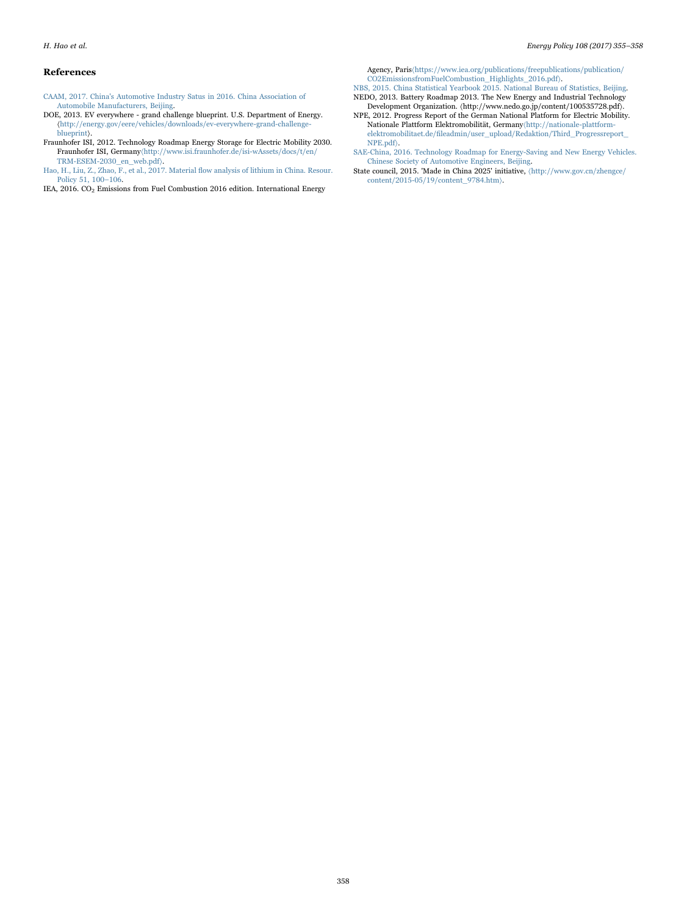## References

CAAM, 2017. China's Automotive Industry Satus in 2016. China Association of Automobile Manufacturers, Beijing.

DOE, 2013. EV everywhere - grand challenge blueprint. U.S. Department of Energy. ⟨http://energy.gov/eere/vehicles/downloads/ev-everywhere-grand-challenge-blueprint⟩.

Fraunhofer ISI, 2012. Technology Roadmap Energy Storage for Electric Mobility 2030. Fraunhofer ISI, Germany⟨http://www.isi.fraunhofer.de/isi-wAssets/docs/t/en/TRM-ESEM-2030_en_web.pdf⟩.

Hao, H., Liu, Z., Zhao, F., et al., 2017. Material flow analysis of lithium in China. Resour. Policy 51, 100–106.

IEA, 2016. $CO_2$ Emissions from Fuel Combustion 2016 edition. International Energy Agency, Paris⟨https://www.iea.org/publications/freepublications/publication/CO2EmissionsfromFuelCombustion_Highlights_2016.pdf⟩.

NBS, 2015. China Statistical Yearbook 2015. National Bureau of Statistics, Beijing.

NEDO, 2013. Battery Roadmap 2013. The New Energy and Industrial Technology Development Organization. ⟨http://www.nedo.go.jp/content/100535728.pdf⟩.

NPE, 2012. Progress Report of the German National Platform for Electric Mobility. Nationale Plattform Elektromobilität, Germany⟨http://nationale-plattform-elektromobilitaet.de/fileadmin/user_upload/Redaktion/Third_Progressreport_NPE.pdf⟩.

SAE-China, 2016. Technology Roadmap for Energy-Saving and New Energy Vehicles. Chinese Society of Automotive Engineers, Beijing.

State council, 2015. 'Made in China 2025' initiative, ⟨http://www.gov.cn/zhengce/content/2015-05/19/content_9784.htm⟩.